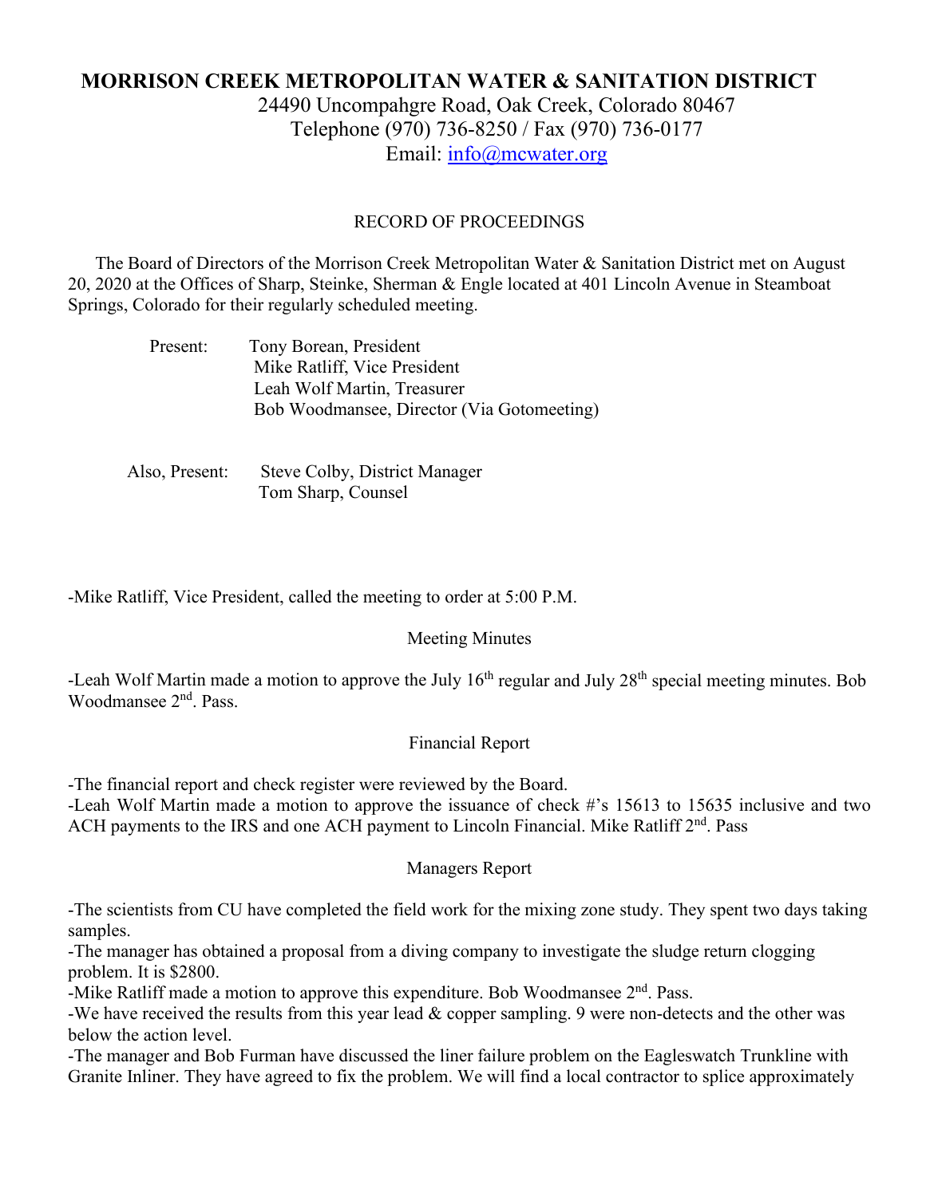# MORRISON CREEK METROPOLITAN WATER & SANITATION DISTRICT

24490 Uncompahgre Road, Oak Creek, Colorado 80467
Telephone (970) 736-8250 / Fax (970) 736-0177
Email: info@mcwater.org

RECORD OF PROCEEDINGS

The Board of Directors of the Morrison Creek Metropolitan Water & Sanitation District met on August 20, 2020 at the Offices of Sharp, Steinke, Sherman & Engle located at 401 Lincoln Avenue in Steamboat Springs, Colorado for their regularly scheduled meeting.

Present: Tony Borean, President
Mike Ratliff, Vice President
Leah Wolf Martin, Treasurer
Bob Woodmansee, Director (Via Gotomeeting)

Also, Present: Steve Colby, District Manager
Tom Sharp, Counsel

-Mike Ratliff, Vice President, called the meeting to order at 5:00 P.M.

Meeting Minutes

-Leah Wolf Martin made a motion to approve the July 16th regular and July 28th special meeting minutes. Bob Woodmansee 2nd. Pass.

Financial Report

-The financial report and check register were reviewed by the Board.
-Leah Wolf Martin made a motion to approve the issuance of check #'s 15613 to 15635 inclusive and two ACH payments to the IRS and one ACH payment to Lincoln Financial. Mike Ratliff 2nd. Pass

Managers Report

-The scientists from CU have completed the field work for the mixing zone study. They spent two days taking samples.
-The manager has obtained a proposal from a diving company to investigate the sludge return clogging problem. It is $2800.
-Mike Ratliff made a motion to approve this expenditure. Bob Woodmansee 2nd. Pass.
-We have received the results from this year lead & copper sampling. 9 were non-detects and the other was below the action level.
-The manager and Bob Furman have discussed the liner failure problem on the Eagleswatch Trunkline with Granite Inliner. They have agreed to fix the problem. We will find a local contractor to splice approximately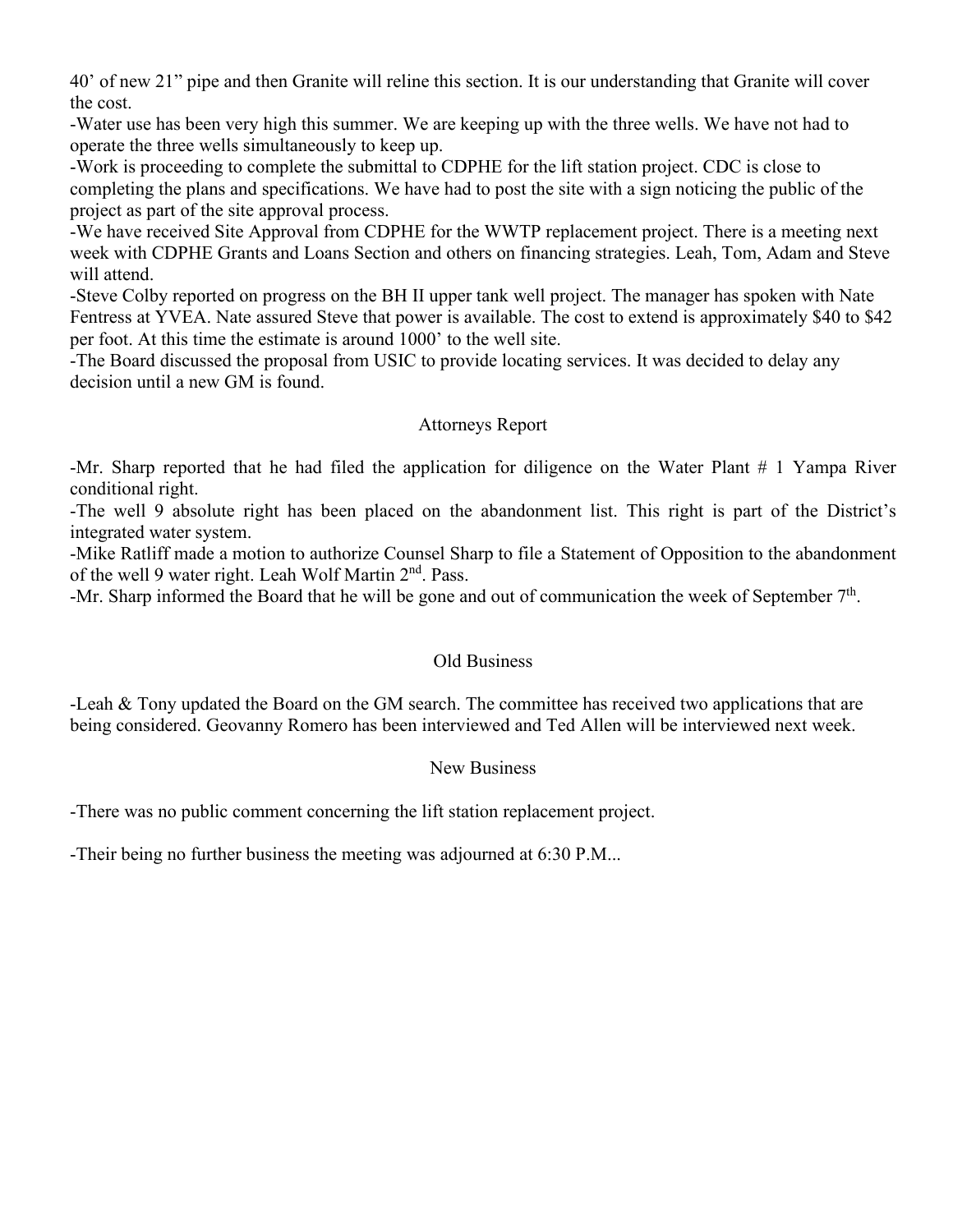40' of new 21" pipe and then Granite will reline this section. It is our understanding that Granite will cover the cost.

-Water use has been very high this summer. We are keeping up with the three wells. We have not had to operate the three wells simultaneously to keep up.

-Work is proceeding to complete the submittal to CDPHE for the lift station project. CDC is close to completing the plans and specifications. We have had to post the site with a sign noticing the public of the project as part of the site approval process.

-We have received Site Approval from CDPHE for the WWTP replacement project. There is a meeting next week with CDPHE Grants and Loans Section and others on financing strategies. Leah, Tom, Adam and Steve will attend.

-Steve Colby reported on progress on the BH II upper tank well project. The manager has spoken with Nate Fentress at YVEA. Nate assured Steve that power is available. The cost to extend is approximately $40 to $42 per foot. At this time the estimate is around 1000' to the well site.

-The Board discussed the proposal from USIC to provide locating services. It was decided to delay any decision until a new GM is found.

## Attorneys Report

-Mr. Sharp reported that he had filed the application for diligence on the Water Plant # 1 Yampa River conditional right.

-The well 9 absolute right has been placed on the abandonment list. This right is part of the District's integrated water system.

-Mike Ratliff made a motion to authorize Counsel Sharp to file a Statement of Opposition to the abandonment of the well 9 water right. Leah Wolf Martin 2nd. Pass.

-Mr. Sharp informed the Board that he will be gone and out of communication the week of September 7th.

## Old Business

-Leah & Tony updated the Board on the GM search. The committee has received two applications that are being considered. Geovanny Romero has been interviewed and Ted Allen will be interviewed next week.

## New Business

-There was no public comment concerning the lift station replacement project.

-Their being no further business the meeting was adjourned at 6:30 P.M...